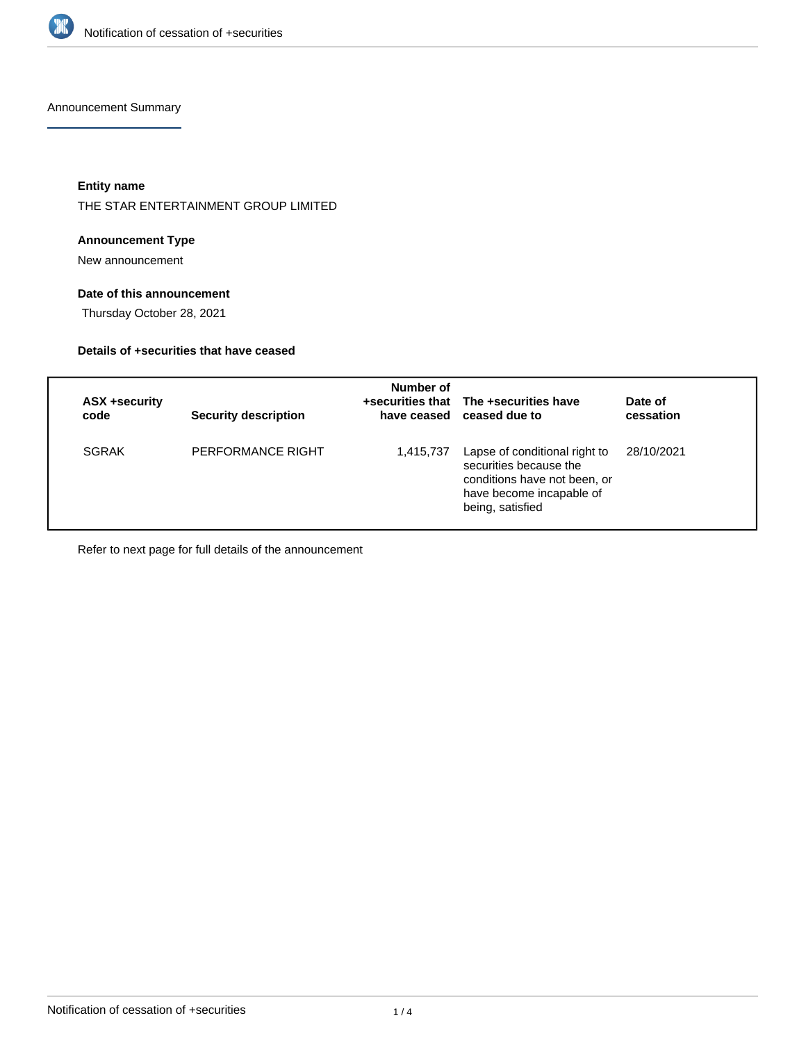Announcement Summary

**Entity name**

THE STAR ENTERTAINMENT GROUP LIMITED

**Announcement Type**

New announcement

**Date of this announcement**

Thursday October 28, 2021

**Details of +securities that have ceased**

| ASX +security code | Security description | Number of +securities that have ceased | The +securities have ceased due to | Date of cessation |
|---|---|---|---|---|
| SGRAK | PERFORMANCE RIGHT | 1,415,737 | Lapse of conditional right to securities because the conditions have not been, or have become incapable of being, satisfied | 28/10/2021 |

Refer to next page for full details of the announcement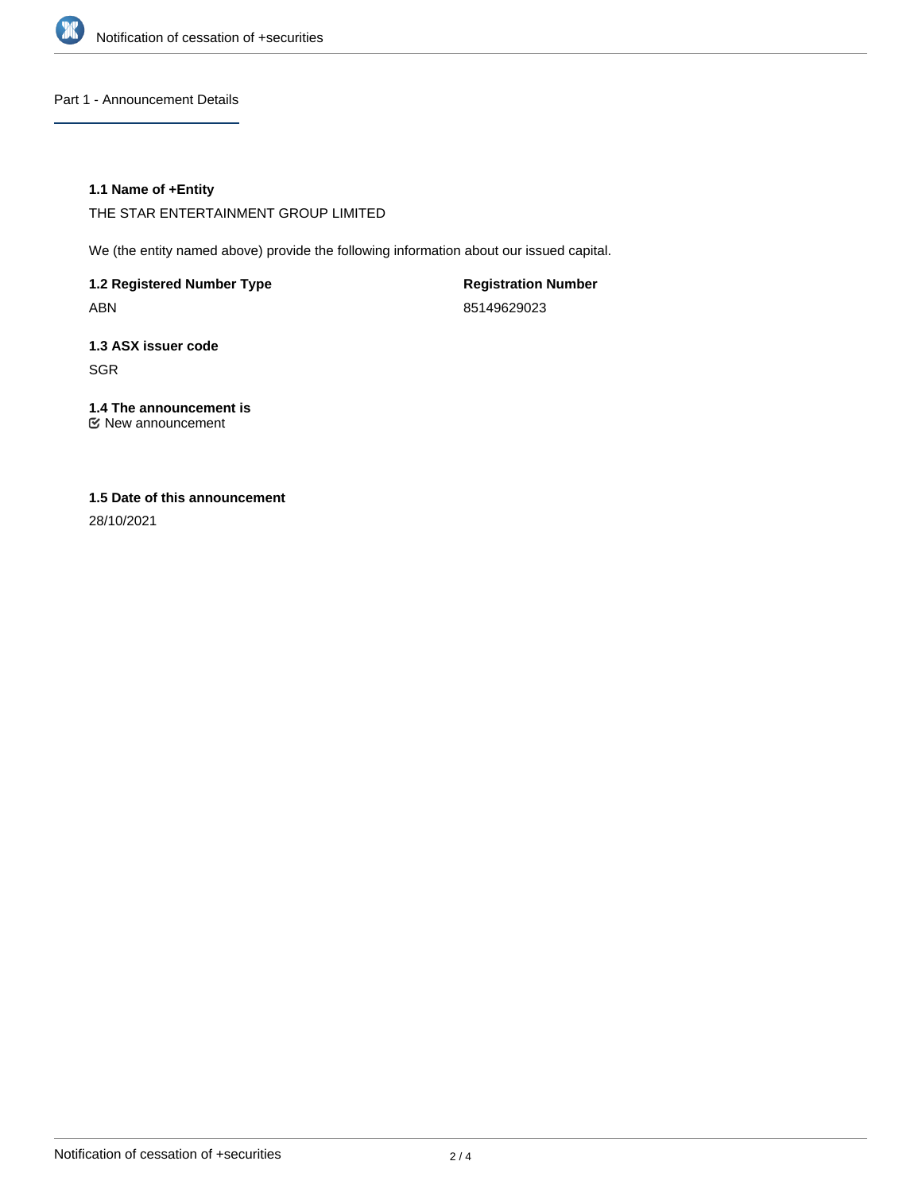## Part 1 - Announcement Details

### 1.1 Name of +Entity

THE STAR ENTERTAINMENT GROUP LIMITED

We (the entity named above) provide the following information about our issued capital.

**1.2 Registered Number Type**

ABN

**Registration Number**

85149629023

### 1.3 ASX issuer code

SGR

### 1.4 The announcement is

New announcement

### 1.5 Date of this announcement

28/10/2021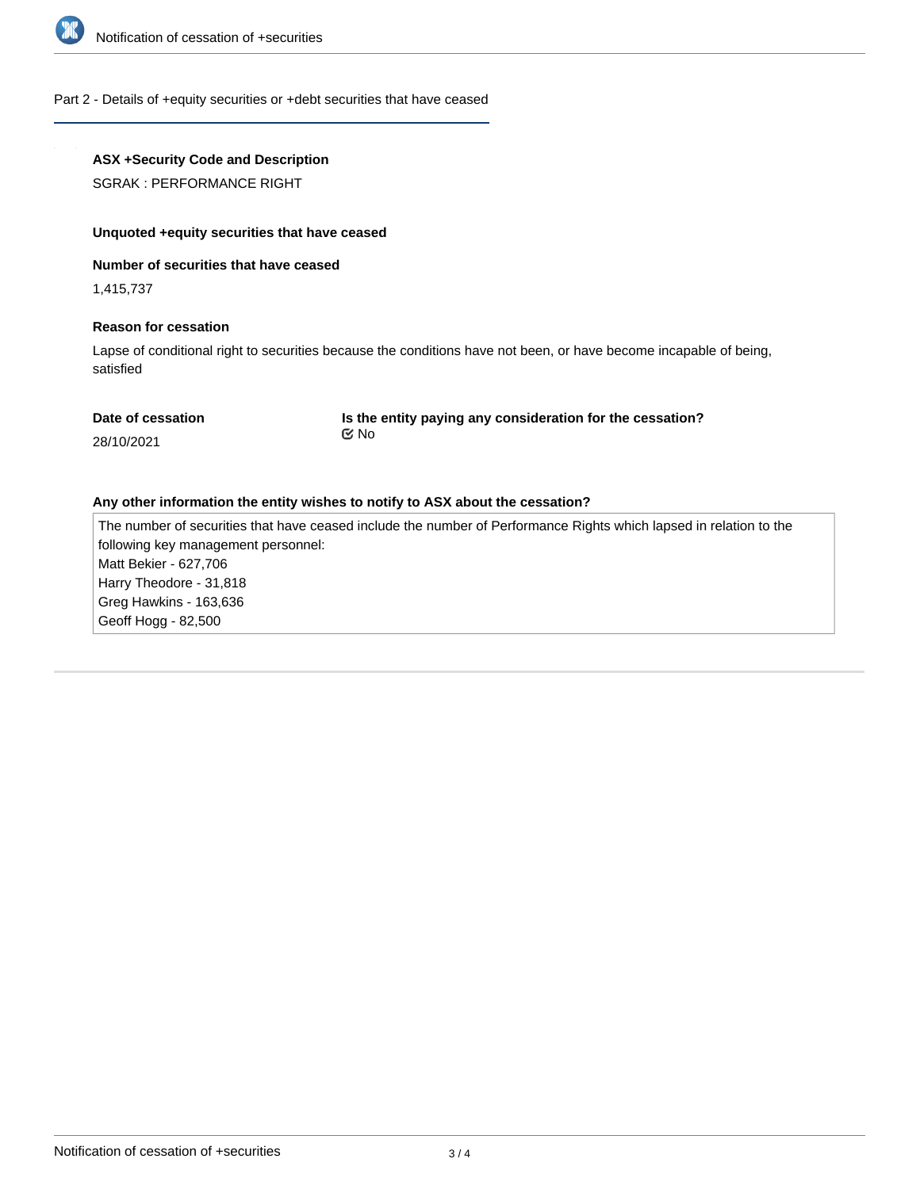## Part 2 - Details of +equity securities or +debt securities that have ceased

**ASX +Security Code and Description**

SGRAK : PERFORMANCE RIGHT

**Unquoted +equity securities that have ceased**

**Number of securities that have ceased**

1,415,737

**Reason for cessation**

Lapse of conditional right to securities because the conditions have not been, or have become incapable of being, satisfied

**Date of cessation**

28/10/2021

**Is the entity paying any consideration for the cessation?**

No

**Any other information the entity wishes to notify to ASX about the cessation?**

The number of securities that have ceased include the number of Performance Rights which lapsed in relation to the following key management personnel:
Matt Bekier - 627,706
Harry Theodore - 31,818
Greg Hawkins - 163,636
Geoff Hogg - 82,500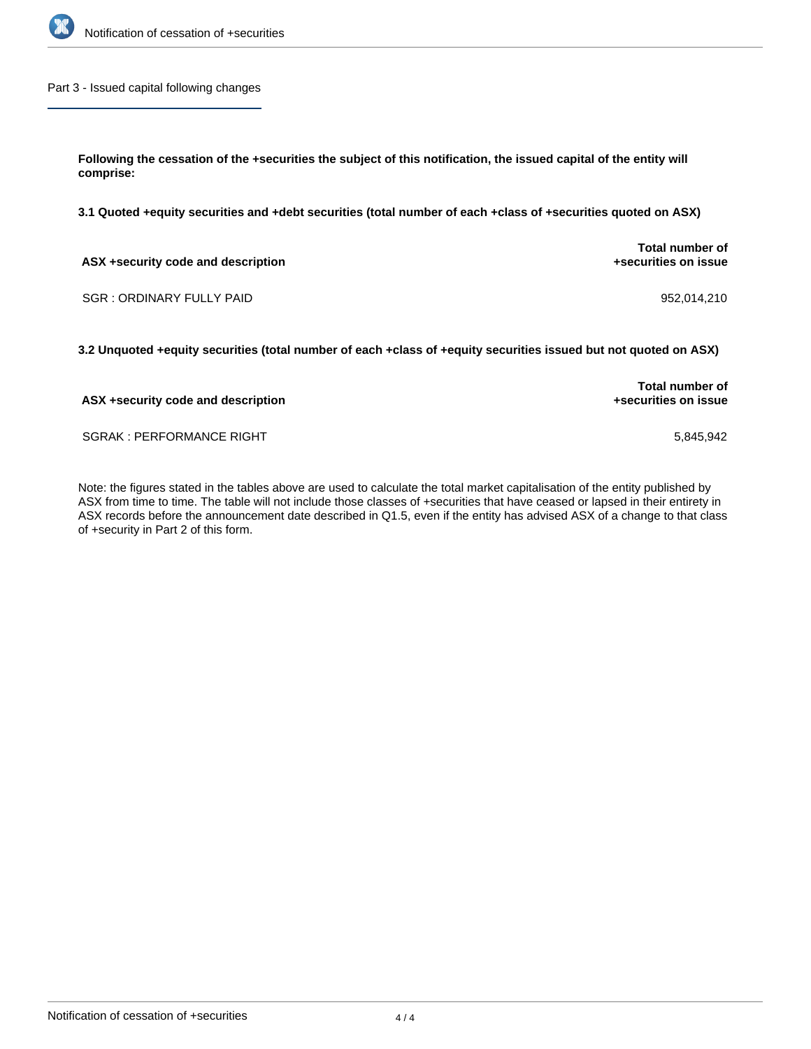## Part 3 - Issued capital following changes

**Following the cessation of the +securities the subject of this notification, the issued capital of the entity will comprise:**

**3.1 Quoted +equity securities and +debt securities (total number of each +class of +securities quoted on ASX)**

| ASX +security code and description | Total number of +securities on issue |
|---|---|
| SGR : ORDINARY FULLY PAID | 952,014,210 |

**3.2 Unquoted +equity securities (total number of each +class of +equity securities issued but not quoted on ASX)**

| ASX +security code and description | Total number of +securities on issue |
|---|---|
| SGRAK : PERFORMANCE RIGHT | 5,845,942 |

Note: the figures stated in the tables above are used to calculate the total market capitalisation of the entity published by ASX from time to time. The table will not include those classes of +securities that have ceased or lapsed in their entirety in ASX records before the announcement date described in Q1.5, even if the entity has advised ASX of a change to that class of +security in Part 2 of this form.